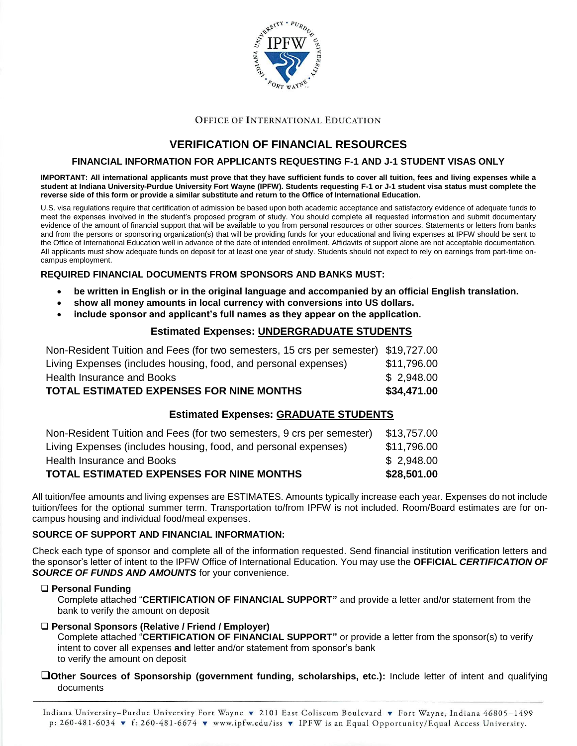OFFICE OF INTERNATIONAL EDUCATION

# VERIFICATION OF FINANCIAL RESOURCES

## FINANCIAL INFORMATION FOR APPLICANTS REQUESTING F-1 AND J-1 STUDENT VISAS ONLY

**IMPORTANT: All international applicants must prove that they have sufficient funds to cover all tuition, fees and living expenses while a student at Indiana University-Purdue University Fort Wayne (IPFW). Students requesting F-1 or J-1 student visa status must complete the reverse side of this form or provide a similar substitute and return to the Office of International Education.**

U.S. visa regulations require that certification of admission be based upon both academic acceptance and satisfactory evidence of adequate funds to meet the expenses involved in the student's proposed program of study. You should complete all requested information and submit documentary evidence of the amount of financial support that will be available to you from personal resources or other sources. Statements or letters from banks and from the persons or sponsoring organization(s) that will be providing funds for your educational and living expenses at IPFW should be sent to the Office of International Education well in advance of the date of intended enrollment. Affidavits of support alone are not acceptable documentation. All applicants must show adequate funds on deposit for at least one year of study. Students should not expect to rely on earnings from part-time on-campus employment.

**REQUIRED FINANCIAL DOCUMENTS FROM SPONSORS AND BANKS MUST:**

- **be written in English or in the original language and accompanied by an official English translation.**
- **show all money amounts in local currency with conversions into US dollars.**
- **include sponsor and applicant's full names as they appear on the application.**

### Estimated Expenses: UNDERGRADUATE STUDENTS

| | |
|---|---|
| Non-Resident Tuition and Fees (for two semesters, 15 crs per semester) | $19,727.00 |
| Living Expenses (includes housing, food, and personal expenses) | $11,796.00 |
| Health Insurance and Books | $ 2,948.00 |
| **TOTAL ESTIMATED EXPENSES FOR NINE MONTHS** | **$34,471.00** |

### Estimated Expenses: GRADUATE STUDENTS

| | |
|---|---|
| Non-Resident Tuition and Fees (for two semesters, 9 crs per semester) | $13,757.00 |
| Living Expenses (includes housing, food, and personal expenses) | $11,796.00 |
| Health Insurance and Books | $ 2,948.00 |
| **TOTAL ESTIMATED EXPENSES FOR NINE MONTHS** | **$28,501.00** |

All tuition/fee amounts and living expenses are ESTIMATES. Amounts typically increase each year. Expenses do not include tuition/fees for the optional summer term. Transportation to/from IPFW is not included. Room/Board estimates are for on-campus housing and individual food/meal expenses.

**SOURCE OF SUPPORT AND FINANCIAL INFORMATION:**

Check each type of sponsor and complete all of the information requested. Send financial institution verification letters and the sponsor's letter of intent to the IPFW Office of International Education. You may use the **OFFICIAL *CERTIFICATION OF SOURCE OF FUNDS AND AMOUNTS*** for your convenience.

❑ **Personal Funding**
Complete attached "**CERTIFICATION OF FINANCIAL SUPPORT"** and provide a letter and/or statement from the bank to verify the amount on deposit

❑ **Personal Sponsors (Relative / Friend / Employer)**
Complete attached "**CERTIFICATION OF FINANCIAL SUPPORT"** or provide a letter from the sponsor(s) to verify intent to cover all expenses **and** letter and/or statement from sponsor's bank to verify the amount on deposit

❑ **Other Sources of Sponsorship (government funding, scholarships, etc.):** Include letter of intent and qualifying documents

Indiana University–Purdue University Fort Wayne ▾ 2101 East Coliseum Boulevard ▾ Fort Wayne, Indiana 46805–1499
p: 260-481-6034 ▾ f: 260-481-6674 ▾ www.ipfw.edu/iss ▾ IPFW is an Equal Opportunity/Equal Access University.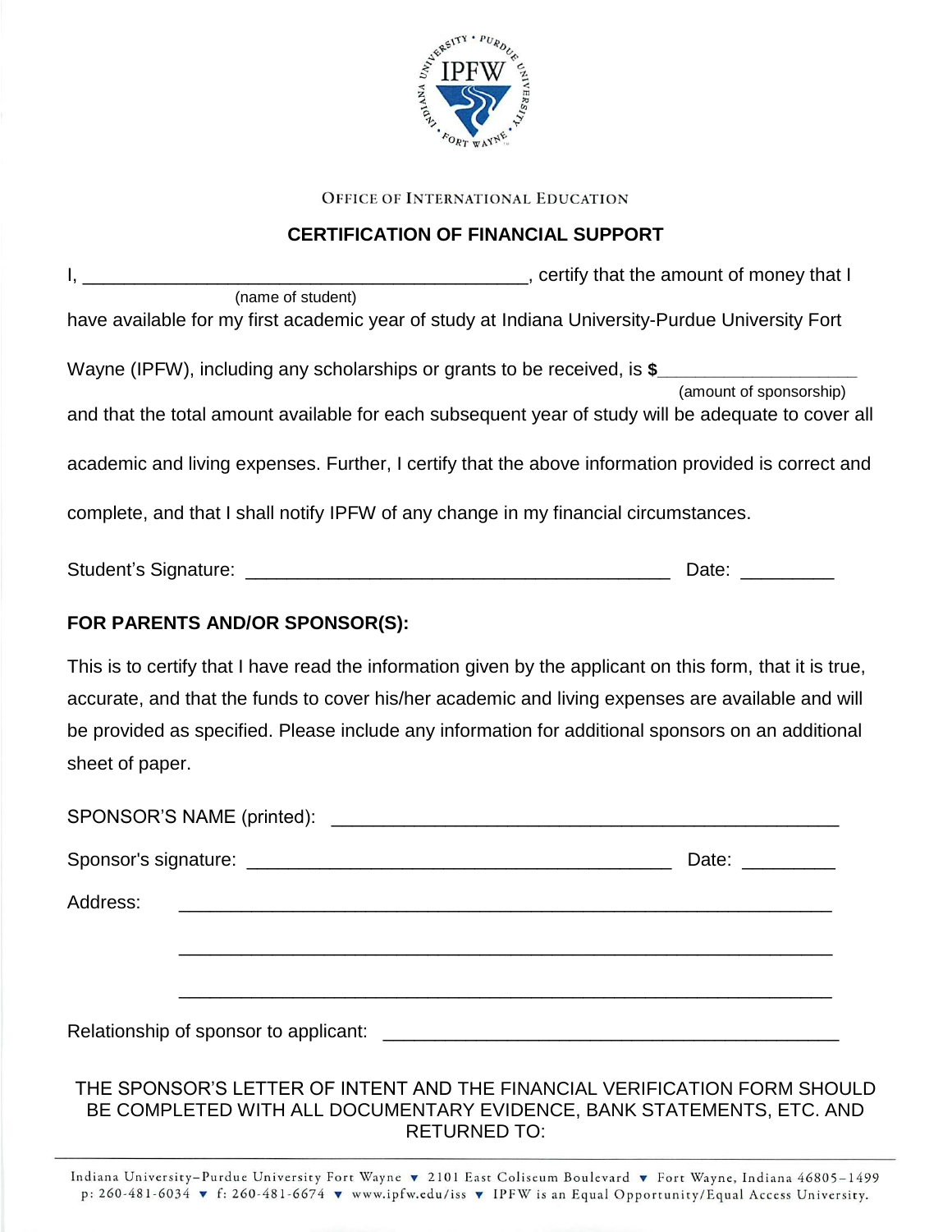OFFICE OF INTERNATIONAL EDUCATION

## CERTIFICATION OF FINANCIAL SUPPORT

I, ___________________________________________, certify that the amount of money that I
(name of student)
have available for my first academic year of study at Indiana University-Purdue University Fort Wayne (IPFW), including any scholarships or grants to be received, is **$**___________________
(amount of sponsorship)
and that the total amount available for each subsequent year of study will be adequate to cover all academic and living expenses. Further, I certify that the above information provided is correct and complete, and that I shall notify IPFW of any change in my financial circumstances.

Student's Signature: ________________________________________ Date: _________

### FOR PARENTS AND/OR SPONSOR(S):

This is to certify that I have read the information given by the applicant on this form, that it is true, accurate, and that the funds to cover his/her academic and living expenses are available and will be provided as specified. Please include any information for additional sponsors on an additional sheet of paper.

SPONSOR'S NAME (printed): ________________________________________________

Sponsor's signature: ________________________________________ Date: _________

Address: ______________________________________________________________

______________________________________________________________

______________________________________________________________

Relationship of sponsor to applicant: ___________________________________________

THE SPONSOR'S LETTER OF INTENT AND THE FINANCIAL VERIFICATION FORM SHOULD BE COMPLETED WITH ALL DOCUMENTARY EVIDENCE, BANK STATEMENTS, ETC. AND RETURNED TO:

Indiana University–Purdue University Fort Wayne ▼ 2101 East Coliseum Boulevard ▼ Fort Wayne, Indiana 46805–1499
p: 260-481-6034 ▼ f: 260-481-6674 ▼ www.ipfw.edu/iss ▼ IPFW is an Equal Opportunity/Equal Access University.